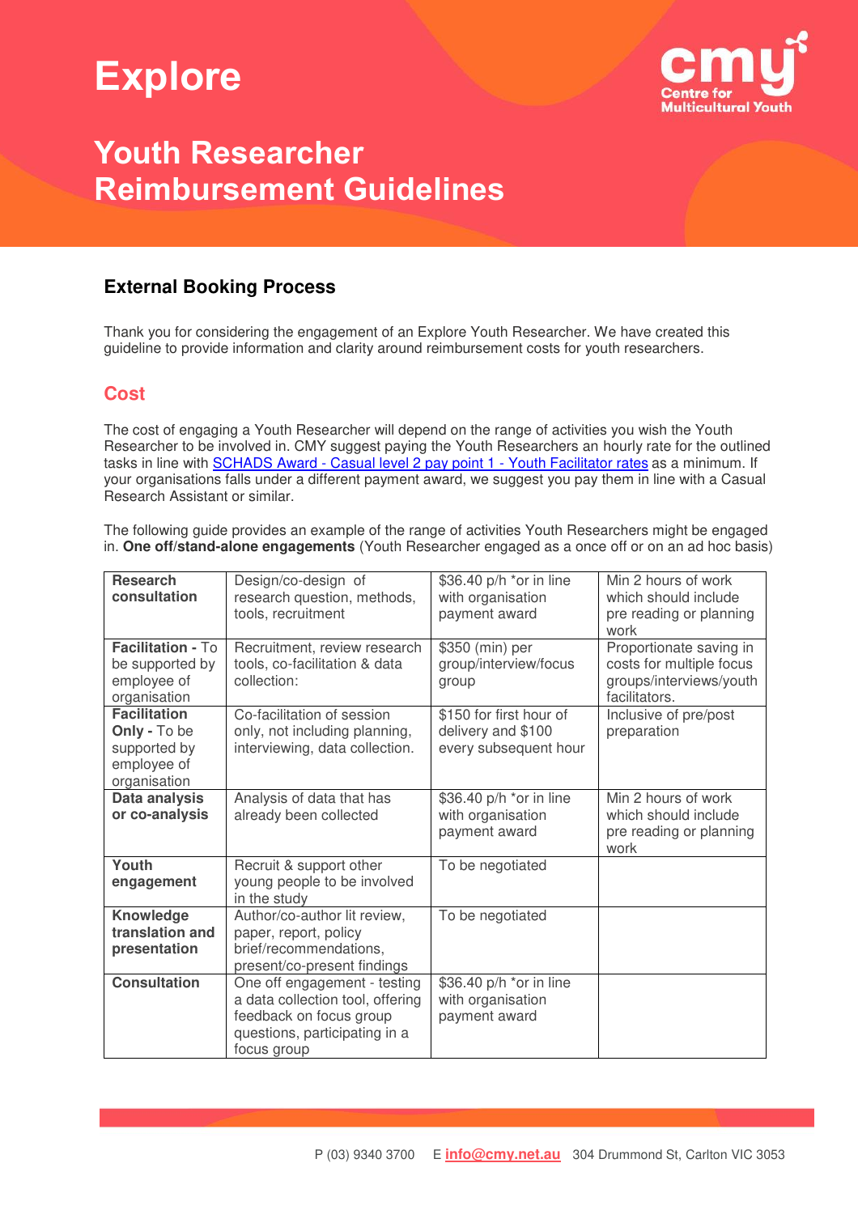# Explore

## Youth Researcher Reimbursement Guidelines

### External Booking Process

Thank you for considering the engagement of an Explore Youth Researcher. We have created this guideline to provide information and clarity around reimbursement costs for youth researchers.

### Cost

The cost of engaging a Youth Researcher will depend on the range of activities you wish the Youth Researcher to be involved in. CMY suggest paying the Youth Researchers an hourly rate for the outlined tasks in line with [SCHADS Award - Casual level 2 pay point 1 - Youth Facilitator rates] as a minimum. If your organisations falls under a different payment award, we suggest you pay them in line with a Casual Research Assistant or similar.

The following guide provides an example of the range of activities Youth Researchers might be engaged in. **One off/stand-alone engagements** (Youth Researcher engaged as a once off or on an ad hoc basis)

| | | | |
|---|---|---|---|
| **Research consultation** | Design/co-design of research question, methods, tools, recruitment | $36.40 p/h *or in line with organisation payment award | Min 2 hours of work which should include pre reading or planning work |
| **Facilitation -** To be supported by employee of organisation | Recruitment, review research tools, co-facilitation & data collection: | $350 (min) per group/interview/focus group | Proportionate saving in costs for multiple focus groups/interviews/youth facilitators. |
| **Facilitation Only -** To be supported by employee of organisation | Co-facilitation of session only, not including planning, interviewing, data collection. | $150 for first hour of delivery and $100 every subsequent hour | Inclusive of pre/post preparation |
| **Data analysis or co-analysis** | Analysis of data that has already been collected | $36.40 p/h *or in line with organisation payment award | Min 2 hours of work which should include pre reading or planning work |
| **Youth engagement** | Recruit & support other young people to be involved in the study | To be negotiated | |
| **Knowledge translation and presentation** | Author/co-author lit review, paper, report, policy brief/recommendations, present/co-present findings | To be negotiated | |
| **Consultation** | One off engagement - testing a data collection tool, offering feedback on focus group questions, participating in a focus group | $36.40 p/h *or in line with organisation payment award | |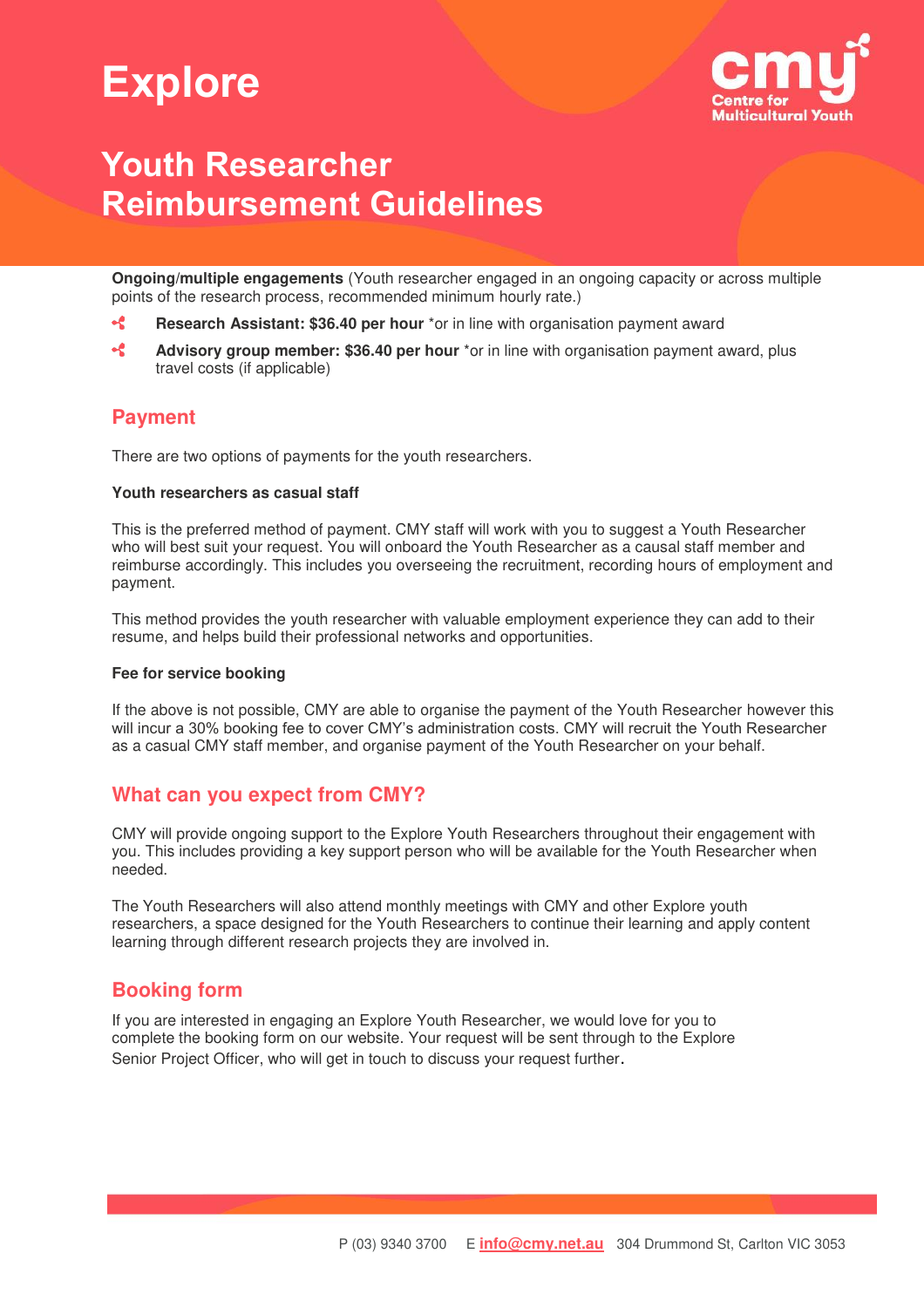# Explore

## Youth Researcher Reimbursement Guidelines

**Ongoing/multiple engagements** (Youth researcher engaged in an ongoing capacity or across multiple points of the research process, recommended minimum hourly rate.)

- **Research Assistant: $36.40 per hour** *or in line with organisation payment award
- **Advisory group member: $36.40 per hour** *or in line with organisation payment award, plus travel costs (if applicable)

## Payment

There are two options of payments for the youth researchers.

**Youth researchers as casual staff**

This is the preferred method of payment. CMY staff will work with you to suggest a Youth Researcher who will best suit your request. You will onboard the Youth Researcher as a causal staff member and reimburse accordingly. This includes you overseeing the recruitment, recording hours of employment and payment.

This method provides the youth researcher with valuable employment experience they can add to their resume, and helps build their professional networks and opportunities.

**Fee for service booking**

If the above is not possible, CMY are able to organise the payment of the Youth Researcher however this will incur a 30% booking fee to cover CMY's administration costs. CMY will recruit the Youth Researcher as a casual CMY staff member, and organise payment of the Youth Researcher on your behalf.

## What can you expect from CMY?

CMY will provide ongoing support to the Explore Youth Researchers throughout their engagement with you. This includes providing a key support person who will be available for the Youth Researcher when needed.

The Youth Researchers will also attend monthly meetings with CMY and other Explore youth researchers, a space designed for the Youth Researchers to continue their learning and apply content learning through different research projects they are involved in.

## Booking form

If you are interested in engaging an Explore Youth Researcher, we would love for you to complete the booking form on our website. Your request will be sent through to the Explore Senior Project Officer, who will get in touch to discuss your request further.

P (03) 9340 3700 E info@cmy.net.au 304 Drummond St, Carlton VIC 3053